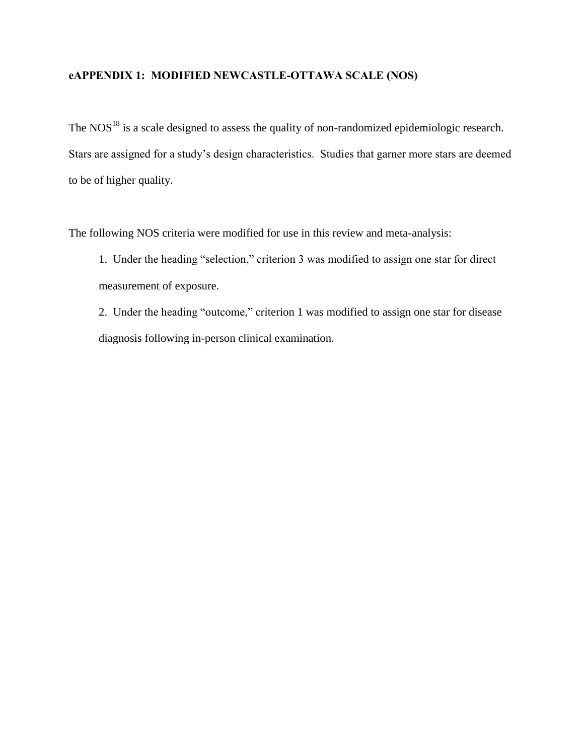# eAPPENDIX 1: MODIFIED NEWCASTLE-OTTAWA SCALE (NOS)

The NOS[18] is a scale designed to assess the quality of non-randomized epidemiologic research. Stars are assigned for a study's design characteristics. Studies that garner more stars are deemed to be of higher quality.

The following NOS criteria were modified for use in this review and meta-analysis:

1. Under the heading "selection," criterion 3 was modified to assign one star for direct measurement of exposure.
2. Under the heading "outcome," criterion 1 was modified to assign one star for disease diagnosis following in-person clinical examination.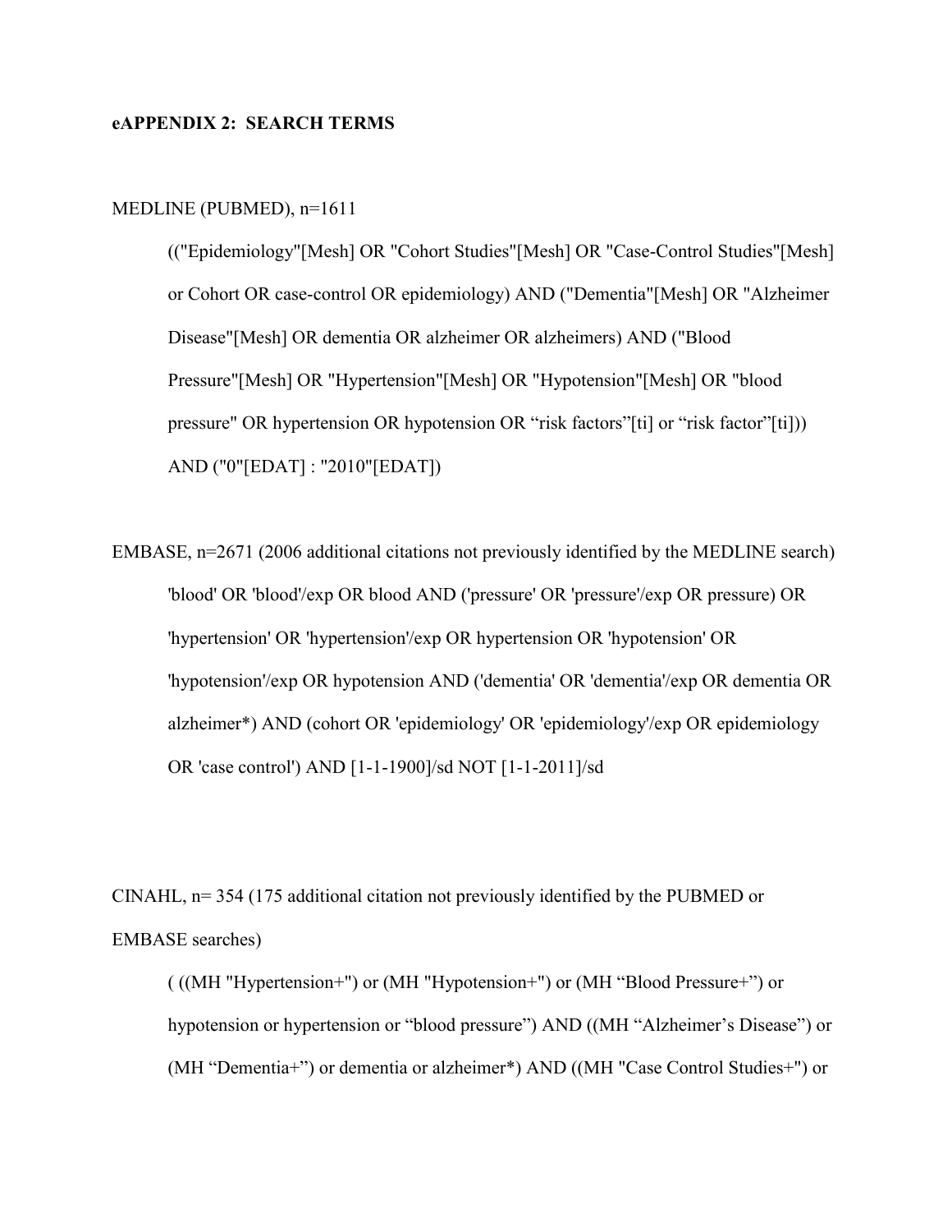**eAPPENDIX 2: SEARCH TERMS**

MEDLINE (PUBMED), n=1611

> (("Epidemiology"[Mesh] OR "Cohort Studies"[Mesh] OR "Case-Control Studies"[Mesh] or Cohort OR case-control OR epidemiology) AND ("Dementia"[Mesh] OR "Alzheimer Disease"[Mesh] OR dementia OR alzheimer OR alzheimers) AND ("Blood Pressure"[Mesh] OR "Hypertension"[Mesh] OR "Hypotension"[Mesh] OR "blood pressure" OR hypertension OR hypotension OR “risk factors”[ti] or “risk factor”[ti])) AND ("0"[EDAT] : "2010"[EDAT])

EMBASE, n=2671 (2006 additional citations not previously identified by the MEDLINE search)

> 'blood' OR 'blood'/exp OR blood AND ('pressure' OR 'pressure'/exp OR pressure) OR 'hypertension' OR 'hypertension'/exp OR hypertension OR 'hypotension' OR 'hypotension'/exp OR hypotension AND ('dementia' OR 'dementia'/exp OR dementia OR alzheimer*) AND (cohort OR 'epidemiology' OR 'epidemiology'/exp OR epidemiology OR 'case control') AND [1-1-1900]/sd NOT [1-1-2011]/sd

CINAHL, n= 354 (175 additional citation not previously identified by the PUBMED or EMBASE searches)

> ( ((MH "Hypertension+") or (MH "Hypotension+") or (MH “Blood Pressure+”) or hypotension or hypertension or “blood pressure”) AND ((MH “Alzheimer’s Disease”) or (MH “Dementia+”) or dementia or alzheimer*) AND ((MH "Case Control Studies+") or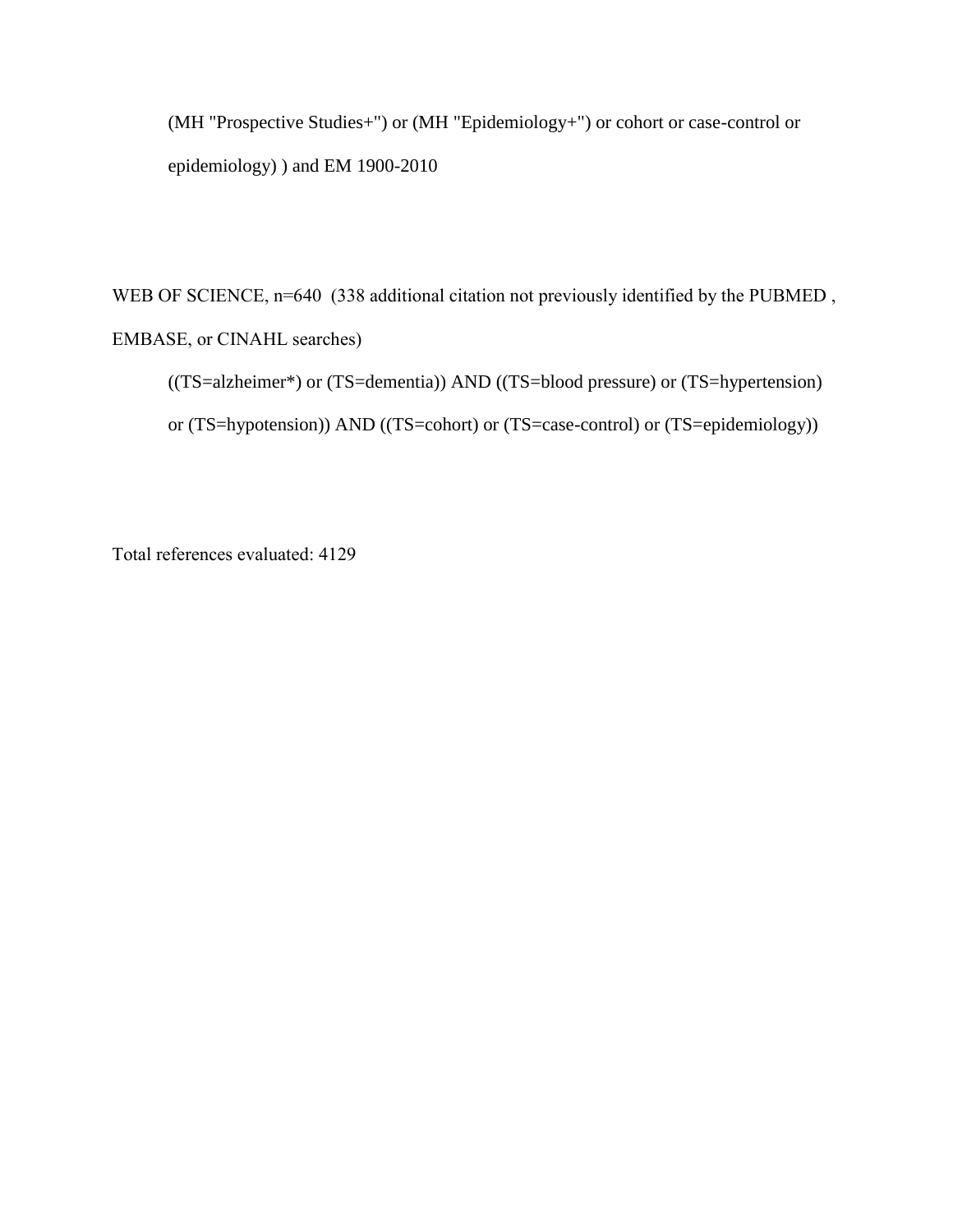(MH "Prospective Studies+") or (MH "Epidemiology+") or cohort or case-control or epidemiology) ) and EM 1900-2010

WEB OF SCIENCE, n=640 (338 additional citation not previously identified by the PUBMED , EMBASE, or CINAHL searches)

((TS=alzheimer*) or (TS=dementia)) AND ((TS=blood pressure) or (TS=hypertension) or (TS=hypotension)) AND ((TS=cohort) or (TS=case-control) or (TS=epidemiology))

Total references evaluated: 4129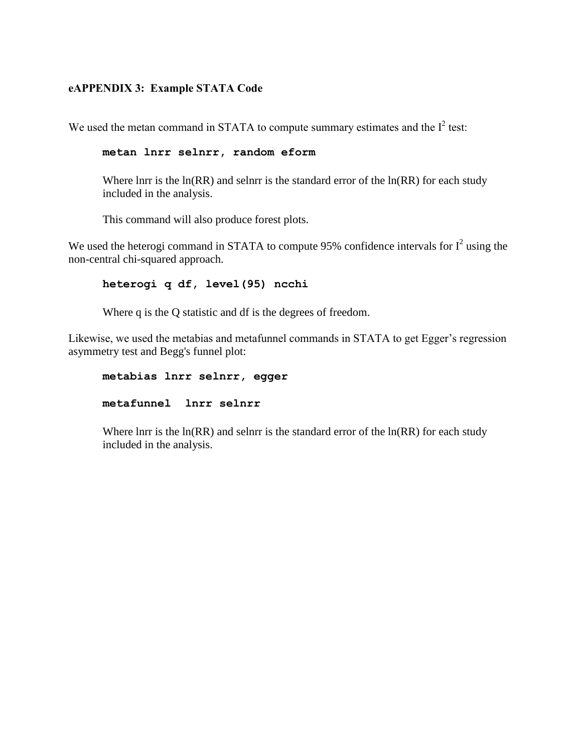**eAPPENDIX 3: Example STATA Code**

We used the metan command in STATA to compute summary estimates and the $I^2$ test:

```
metan lnrr selnrr, random eform
```

Where lnrr is the ln(RR) and selnrr is the standard error of the ln(RR) for each study included in the analysis.

This command will also produce forest plots.

We used the heterogi command in STATA to compute 95% confidence intervals for $I^2$ using the non-central chi-squared approach.

```
heterogi q df, level(95) ncchi
```

Where q is the Q statistic and df is the degrees of freedom.

Likewise, we used the metabias and metafunnel commands in STATA to get Egger's regression asymmetry test and Begg's funnel plot:

```
metabias lnrr selnrr, egger
```

```
metafunnel  lnrr selnrr
```

Where lnrr is the ln(RR) and selnrr is the standard error of the ln(RR) for each study included in the analysis.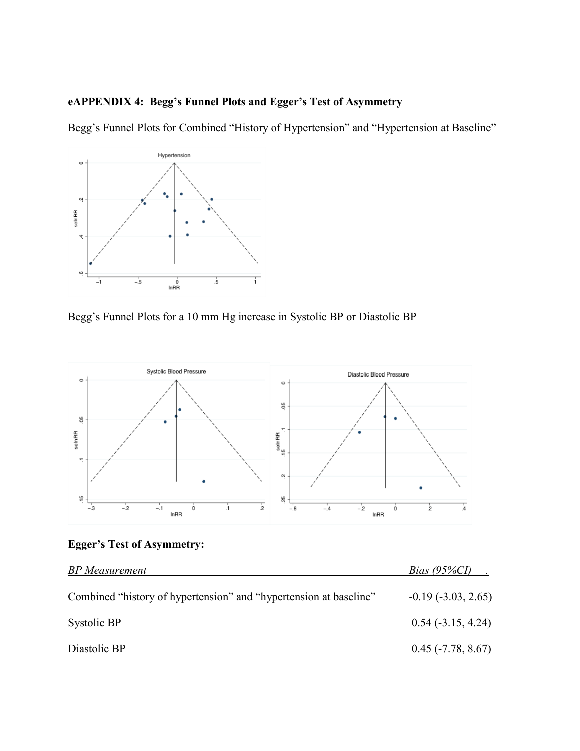**eAPPENDIX 4: Begg's Funnel Plots and Egger's Test of Asymmetry**

Begg's Funnel Plots for Combined "History of Hypertension" and "Hypertension at Baseline"

Hypertension

0
.2
.4
.6
selnRR

−1
−.5
0
.5
1
lnRR

Begg's Funnel Plots for a 10 mm Hg increase in Systolic BP or Diastolic BP

Systolic Blood Pressure

0
.05
.1
.15
selnRR

−.3
−.2
−.1
0
.1
.2
lnRR

Diastolic Blood Pressure

0
.05
.1
.15
.2
.25
selnRR

−.6
−.4
−.2
0
.2
.4
lnRR

**Egger's Test of Asymmetry:**

| *BP Measurement* | *Bias (95%CI)* |
|---|---|
| Combined "history of hypertension" and "hypertension at baseline" | -0.19 (-3.03, 2.65) |
| Systolic BP | 0.54 (-3.15, 4.24) |
| Diastolic BP | 0.45 (-7.78, 8.67) |